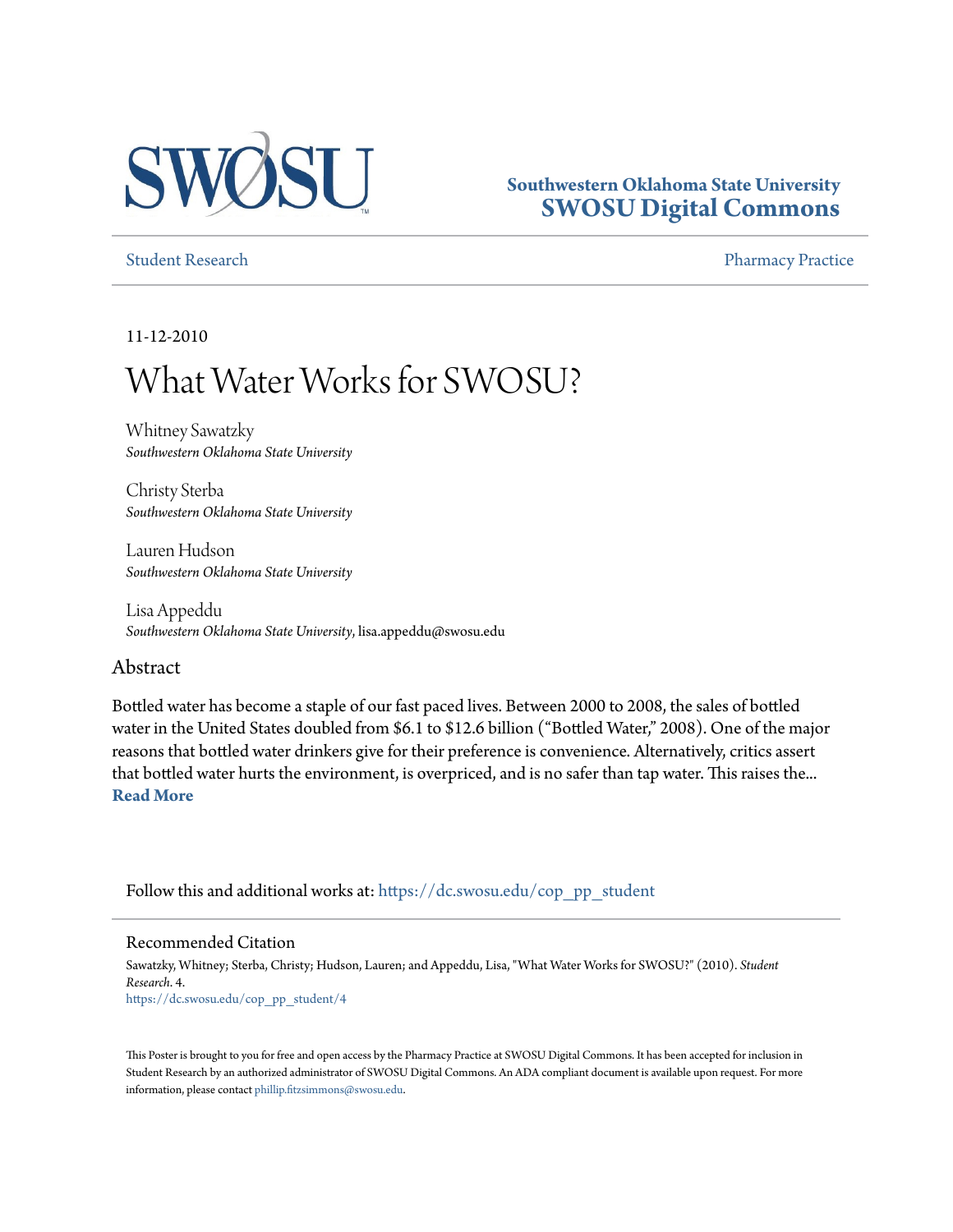Southwestern Oklahoma State University
**SWOSU Digital Commons**

Student Research | Pharmacy Practice

11-12-2010

# What Water Works for SWOSU?

Whitney Sawatzky
*Southwestern Oklahoma State University*

Christy Sterba
*Southwestern Oklahoma State University*

Lauren Hudson
*Southwestern Oklahoma State University*

Lisa Appeddu
*Southwestern Oklahoma State University*, lisa.appeddu@swosu.edu

## Abstract

Bottled water has become a staple of our fast paced lives. Between 2000 to 2008, the sales of bottled water in the United States doubled from $6.1 to $12.6 billion ("Bottled Water," 2008). One of the major reasons that bottled water drinkers give for their preference is convenience. Alternatively, critics assert that bottled water hurts the environment, is overpriced, and is no safer than tap water. This raises the...
**Read More**

Follow this and additional works at: https://dc.swosu.edu/cop_pp_student

### Recommended Citation

Sawatzky, Whitney; Sterba, Christy; Hudson, Lauren; and Appeddu, Lisa, "What Water Works for SWOSU?" (2010). *Student Research*. 4.
https://dc.swosu.edu/cop_pp_student/4

This Poster is brought to you for free and open access by the Pharmacy Practice at SWOSU Digital Commons. It has been accepted for inclusion in Student Research by an authorized administrator of SWOSU Digital Commons. An ADA compliant document is available upon request. For more information, please contact phillip.fitzsimmons@swosu.edu.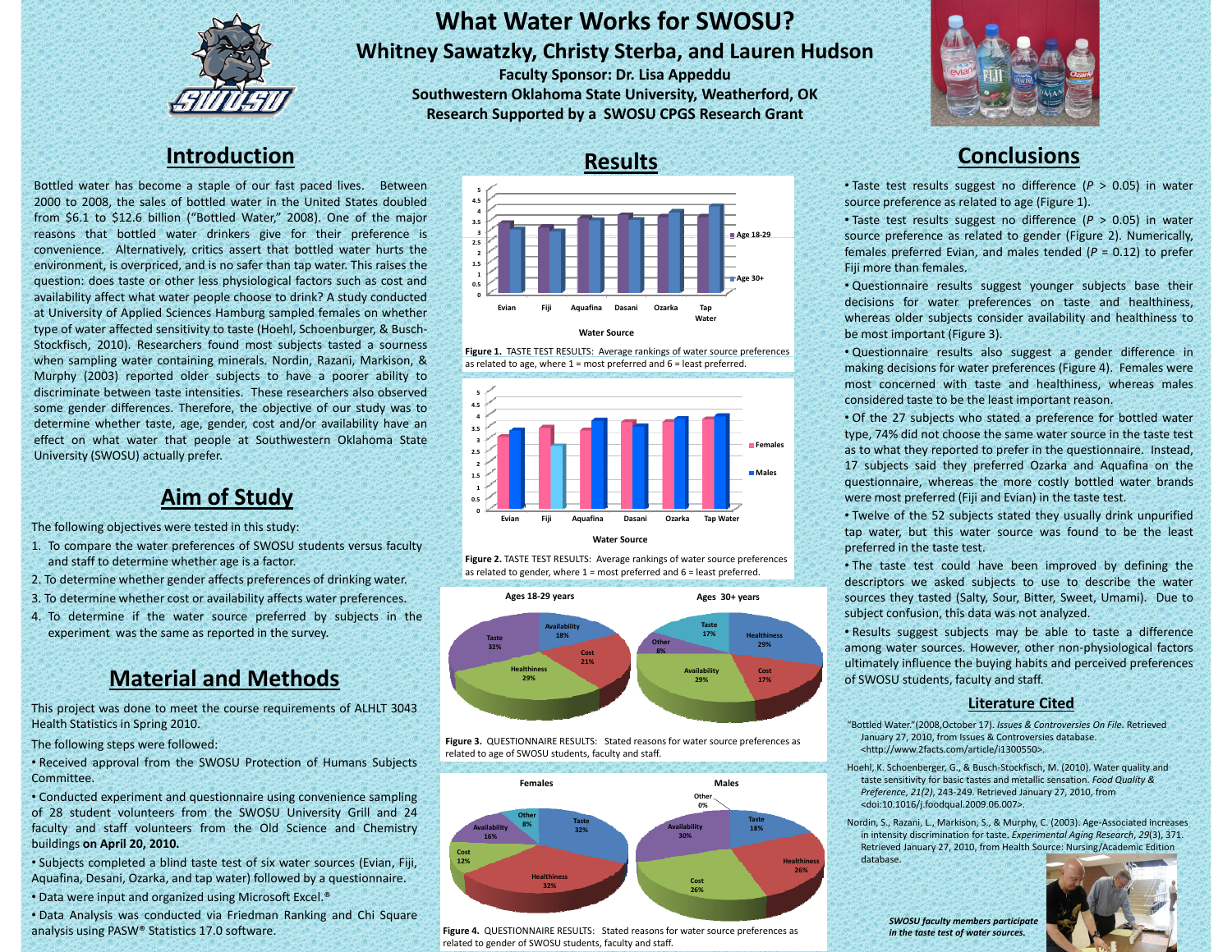# What Water Works for SWOSU?

## Whitney Sawatzky, Christy Sterba, and Lauren Hudson

**Faculty Sponsor: Dr. Lisa Appeddu**

**Southwestern Oklahoma State University, Weatherford, OK**

**Research Supported by a SWOSU CPGS Research Grant**

## Introduction

Bottled water has become a staple of our fast paced lives. Between 2000 to 2008, the sales of bottled water in the United States doubled from $6.1 to $12.6 billion ("Bottled Water," 2008). One of the major reasons that bottled water drinkers give for their preference is convenience. Alternatively, critics assert that bottled water hurts the environment, is overpriced, and is no safer than tap water. This raises the question: does taste or other less physiological factors such as cost and availability affect what water people choose to drink? A study conducted at University of Applied Sciences Hamburg sampled females on whether type of water affected sensitivity to taste (Hoehl, Schoenburger, & Busch-Stockfisch, 2010). Researchers found most subjects tasted a sourness when sampling water containing minerals. Nordin, Razani, Markison, & Murphy (2003) reported older subjects to have a poorer ability to discriminate between taste intensities. These researchers also observed some gender differences. Therefore, the objective of our study was to determine whether taste, age, gender, cost and/or availability have an effect on what water that people at Southwestern Oklahoma State University (SWOSU) actually prefer.

## Aim of Study

The following objectives were tested in this study:

1. To compare the water preferences of SWOSU students versus faculty and staff to determine whether age is a factor.
2. To determine whether gender affects preferences of drinking water.
3. To determine whether cost or availability affects water preferences.
4. To determine if the water source preferred by subjects in the experiment was the same as reported in the survey.

## Material and Methods

This project was done to meet the course requirements of ALHLT 3043 Health Statistics in Spring 2010.

The following steps were followed:

- Received approval from the SWOSU Protection of Humans Subjects Committee.
- Conducted experiment and questionnaire using convenience sampling of 28 student volunteers from the SWOSU University Grill and 24 faculty and staff volunteers from the Old Science and Chemistry buildings **on April 20, 2010.**
- Subjects completed a blind taste test of six water sources (Evian, Fiji, Aquafina, Desani, Ozarka, and tap water) followed by a questionnaire.
- Data were input and organized using Microsoft Excel.®
- Data Analysis was conducted via Friedman Ranking and Chi Square analysis using PASW® Statistics 17.0 software.

## Results

5
4.5
4
3.5
3
2.5
2
1.5
1
0.5
0
Evian
Fiji
Aquafina
Dasani
Ozarka
Tap Water
Water Source
Age 18-29
Age 30+

**Figure 1.** TASTE TEST RESULTS: Average rankings of water source preferences as related to age, where 1 = most preferred and 6 = least preferred.

5
4.5
4
3.5
3
2.5
2
1.5
1
0.5
0
Evian
Fiji
Aquafina
Dasani
Ozarka
Tap Water
Water Source
Females
Males

**Figure 2.** TASTE TEST RESULTS: Average rankings of water source preferences as related to gender, where 1 = most preferred and 6 = least preferred.

Ages 18-29 years
Taste 32%
Availability 18%
Cost 21%
Healthiness 29%

Ages 30+ years
Taste 17%
Healthiness 29%
Cost 17%
Availability 29%
Other 8%

**Figure 3.** QUESTIONNAIRE RESULTS: Stated reasons for water source preferences as related to age of SWOSU students, faculty and staff.

Females
Other 8%
Taste 32%
Healthiness 32%
Cost 12%
Availability 16%

Males
Other 0%
Taste 18%
Healthiness 26%
Cost 26%
Availability 30%

**Figure 4.** QUESTIONNAIRE RESULTS: Stated reasons for water source preferences as related to gender of SWOSU students, faculty and staff.

## Conclusions

- Taste test results suggest no difference ($P > 0.05$) in water source preference as related to age (Figure 1).
- Taste test results suggest no difference ($P > 0.05$) in water source preference as related to gender (Figure 2). Numerically, females preferred Evian, and males tended ($P = 0.12$) to prefer Fiji more than females.
- Questionnaire results suggest younger subjects base their decisions for water preferences on taste and healthiness, whereas older subjects consider availability and healthiness to be most important (Figure 3).
- Questionnaire results also suggest a gender difference in making decisions for water preferences (Figure 4). Females were most concerned with taste and healthiness, whereas males considered taste to be the least important reason.
- Of the 27 subjects who stated a preference for bottled water type, 74% did not choose the same water source in the taste test as to what they reported to prefer in the questionnaire. Instead, 17 subjects said they preferred Ozarka and Aquafina on the questionnaire, whereas the more costly bottled water brands were most preferred (Fiji and Evian) in the taste test.
- Twelve of the 52 subjects stated they usually drink unpurified tap water, but this water source was found to be the least preferred in the taste test.
- The taste test could have been improved by defining the descriptors we asked subjects to use to describe the water sources they tasted (Salty, Sour, Bitter, Sweet, Umami). Due to subject confusion, this data was not analyzed.
- Results suggest subjects may be able to taste a difference among water sources. However, other non-physiological factors ultimately influence the buying habits and perceived preferences of SWOSU students, faculty and staff.

### Literature Cited

"Bottled Water."(2008,October 17). *Issues & Controversies On File*. Retrieved January 27, 2010, from Issues & Controversies database. <http://www.2facts.com/article/i1300550>.

Hoehl, K. Schoenberger, G., & Busch-Stockfisch, M. (2010). Water quality and taste sensitivity for basic tastes and metallic sensation. *Food Quality & Preference*, *21(2)*, 243-249. Retrieved January 27, 2010, from <doi:10.1016/j.foodqual.2009.06.007>.

Nordin, S., Razani, L., Markison, S., & Murphy, C. (2003). Age-Associated increases in intensity discrimination for taste. *Experimental Aging Research*, *29*(3), 371. Retrieved January 27, 2010, from Health Source: Nursing/Academic Edition database.

*SWOSU faculty members participate in the taste test of water sources.*